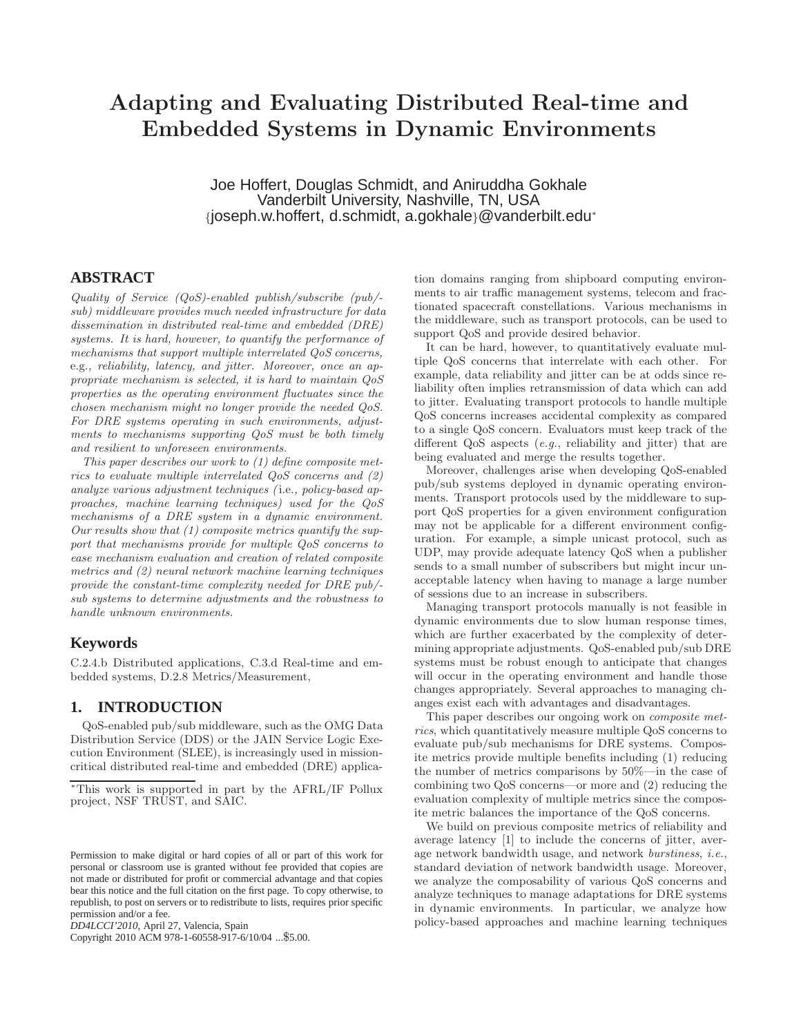# Adapting and Evaluating Distributed Real-time and Embedded Systems in Dynamic Environments

Joe Hoffert, Douglas Schmidt, and Aniruddha Gokhale
Vanderbilt University, Nashville, TN, USA
{joseph.w.hoffert, d.schmidt, a.gokhale}@vanderbilt.edu*

## ABSTRACT

*Quality of Service (QoS)-enabled publish/subscribe (pub/-sub) middleware provides much needed infrastructure for data dissemination in distributed real-time and embedded (DRE) systems. It is hard, however, to quantify the performance of mechanisms that support multiple interrelated QoS concerns,* e.g., *reliability, latency, and jitter. Moreover, once an appropriate mechanism is selected, it is hard to maintain QoS properties as the operating environment fluctuates since the chosen mechanism might no longer provide the needed QoS. For DRE systems operating in such environments, adjustments to mechanisms supporting QoS must be both timely and resilient to unforeseen environments.*

*This paper describes our work to (1) define composite metrics to evaluate multiple interrelated QoS concerns and (2) analyze various adjustment techniques (*i.e., *policy-based approaches, machine learning techniques) used for the QoS mechanisms of a DRE system in a dynamic environment. Our results show that (1) composite metrics quantify the support that mechanisms provide for multiple QoS concerns to ease mechanism evaluation and creation of related composite metrics and (2) neural network machine learning techniques provide the constant-time complexity needed for DRE pub/-sub systems to determine adjustments and the robustness to handle unknown environments.*

## Keywords

C.2.4.b Distributed applications, C.3.d Real-time and embedded systems, D.2.8 Metrics/Measurement,

## 1. INTRODUCTION

QoS-enabled pub/sub middleware, such as the OMG Data Distribution Service (DDS) or the JAIN Service Logic Execution Environment (SLEE), is increasingly used in mission-critical distributed real-time and embedded (DRE) application domains ranging from shipboard computing environments to air traffic management systems, telecom and fractionated spacecraft constellations. Various mechanisms in the middleware, such as transport protocols, can be used to support QoS and provide desired behavior.

It can be hard, however, to quantitatively evaluate multiple QoS concerns that interrelate with each other. For example, data reliability and jitter can be at odds since reliability often implies retransmission of data which can add to jitter. Evaluating transport protocols to handle multiple QoS concerns increases accidental complexity as compared to a single QoS concern. Evaluators must keep track of the different QoS aspects (*e.g.*, reliability and jitter) that are being evaluated and merge the results together.

Moreover, challenges arise when developing QoS-enabled pub/sub systems deployed in dynamic operating environments. Transport protocols used by the middleware to support QoS properties for a given environment configuration may not be applicable for a different environment configuration. For example, a simple unicast protocol, such as UDP, may provide adequate latency QoS when a publisher sends to a small number of subscribers but might incur unacceptable latency when having to manage a large number of sessions due to an increase in subscribers.

Managing transport protocols manually is not feasible in dynamic environments due to slow human response times, which are further exacerbated by the complexity of determining appropriate adjustments. QoS-enabled pub/sub DRE systems must be robust enough to anticipate that changes will occur in the operating environment and handle those changes appropriately. Several approaches to managing changes exist each with advantages and disadvantages.

This paper describes our ongoing work on *composite metrics*, which quantitatively measure multiple QoS concerns to evaluate pub/sub mechanisms for DRE systems. Composite metrics provide multiple benefits including (1) reducing the number of metrics comparisons by 50%—in the case of combining two QoS concerns—or more and (2) reducing the evaluation complexity of multiple metrics since the composite metric balances the importance of the QoS concerns.

We build on previous composite metrics of reliability and average latency [1] to include the concerns of jitter, average network bandwidth usage, and network *burstiness*, *i.e.*, standard deviation of network bandwidth usage. Moreover, we analyze the composability of various QoS concerns and analyze techniques to manage adaptations for DRE systems in dynamic environments. In particular, we analyze how policy-based approaches and machine learning techniques

*This work is supported in part by the AFRL/IF Pollux project, NSF TRUST, and SAIC.

Permission to make digital or hard copies of all or part of this work for personal or classroom use is granted without fee provided that copies are not made or distributed for profit or commercial advantage and that copies bear this notice and the full citation on the first page. To copy otherwise, to republish, to post on servers or to redistribute to lists, requires prior specific permission and/or a fee.
*DD4LCCI'2010*, April 27, Valencia, Spain
Copyright 2010 ACM 978-1-60558-917-6/10/04 ...$5.00.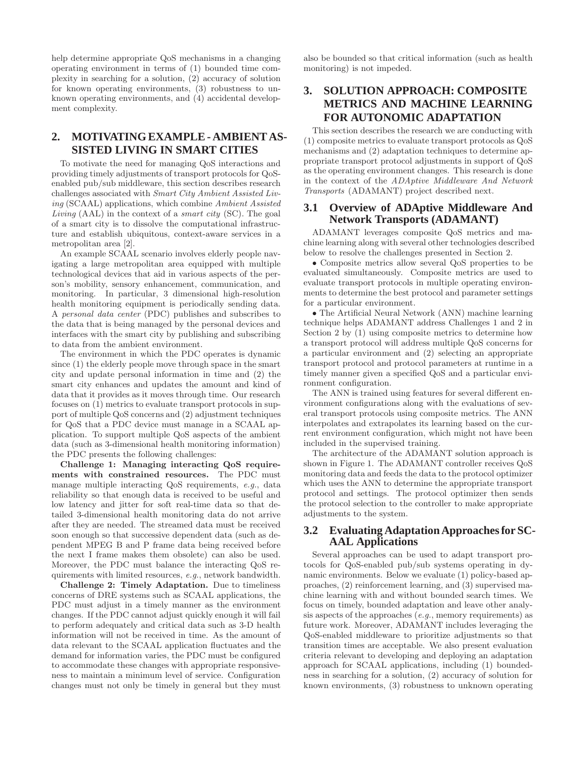help determine appropriate QoS mechanisms in a changing operating environment in terms of (1) bounded time complexity in searching for a solution, (2) accuracy of solution for known operating environments, (3) robustness to unknown operating environments, and (4) accidental development complexity.

## 2. MOTIVATING EXAMPLE - AMBIENT ASSISTED LIVING IN SMART CITIES

To motivate the need for managing QoS interactions and providing timely adjustments of transport protocols for QoS-enabled pub/sub middleware, this section describes research challenges associated with *Smart City Ambient Assisted Living* (SCAAL) applications, which combine *Ambient Assisted Living* (AAL) in the context of a *smart city* (SC). The goal of a smart city is to dissolve the computational infrastructure and establish ubiquitous, context-aware services in a metropolitan area [2].

An example SCAAL scenario involves elderly people navigating a large metropolitan area equipped with multiple technological devices that aid in various aspects of the person's mobility, sensory enhancement, communication, and monitoring. In particular, 3 dimensional high-resolution health monitoring equipment is periodically sending data. A *personal data center* (PDC) publishes and subscribes to the data that is being managed by the personal devices and interfaces with the smart city by publishing and subscribing to data from the ambient environment.

The environment in which the PDC operates is dynamic since (1) the elderly people move through space in the smart city and update personal information in time and (2) the smart city enhances and updates the amount and kind of data that it provides as it moves through time. Our research focuses on (1) metrics to evaluate transport protocols in support of multiple QoS concerns and (2) adjustment techniques for QoS that a PDC device must manage in a SCAAL application. To support multiple QoS aspects of the ambient data (such as 3-dimensional health monitoring information) the PDC presents the following challenges:

**Challenge 1: Managing interacting QoS requirements with constrained resources.** The PDC must manage multiple interacting QoS requirements, *e.g.*, data reliability so that enough data is received to be useful and low latency and jitter for soft real-time data so that detailed 3-dimensional health monitoring data do not arrive after they are needed. The streamed data must be received soon enough so that successive dependent data (such as dependent MPEG B and P frame data being received before the next I frame makes them obsolete) can also be used. Moreover, the PDC must balance the interacting QoS requirements with limited resources, *e.g.*, network bandwidth.

**Challenge 2: Timely Adaptation.** Due to timeliness concerns of DRE systems such as SCAAL applications, the PDC must adjust in a timely manner as the environment changes. If the PDC cannot adjust quickly enough it will fail to perform adequately and critical data such as 3-D health information will not be received in time. As the amount of data relevant to the SCAAL application fluctuates and the demand for information varies, the PDC must be configured to accommodate these changes with appropriate responsiveness to maintain a minimum level of service. Configuration changes must not only be timely in general but they must also be bounded so that critical information (such as health monitoring) is not impeded.

## 3. SOLUTION APPROACH: COMPOSITE METRICS AND MACHINE LEARNING FOR AUTONOMIC ADAPTATION

This section describes the research we are conducting with (1) composite metrics to evaluate transport protocols as QoS mechanisms and (2) adaptation techniques to determine appropriate transport protocol adjustments in support of QoS as the operating environment changes. This research is done in the context of the *ADAptive Middleware And Network Transports* (ADAMANT) project described next.

### 3.1 Overview of ADAptive Middleware And Network Transports (ADAMANT)

ADAMANT leverages composite QoS metrics and machine learning along with several other technologies described below to resolve the challenges presented in Section 2.

- Composite metrics allow several QoS properties to be evaluated simultaneously. Composite metrics are used to evaluate transport protocols in multiple operating environments to determine the best protocol and parameter settings for a particular environment.
- The Artificial Neural Network (ANN) machine learning technique helps ADAMANT address Challenges 1 and 2 in Section 2 by (1) using composite metrics to determine how a transport protocol will address multiple QoS concerns for a particular environment and (2) selecting an appropriate transport protocol and protocol parameters at runtime in a timely manner given a specified QoS and a particular environment configuration.

The ANN is trained using features for several different environment configurations along with the evaluations of several transport protocols using composite metrics. The ANN interpolates and extrapolates its learning based on the current environment configuration, which might not have been included in the supervised training.

The architecture of the ADAMANT solution approach is shown in Figure 1. The ADAMANT controller receives QoS monitoring data and feeds the data to the protocol optimizer which uses the ANN to determine the appropriate transport protocol and settings. The protocol optimizer then sends the protocol selection to the controller to make appropriate adjustments to the system.

### 3.2 Evaluating Adaptation Approaches for SCAAL Applications

Several approaches can be used to adapt transport protocols for QoS-enabled pub/sub systems operating in dynamic environments. Below we evaluate (1) policy-based approaches, (2) reinforcement learning, and (3) supervised machine learning with and without bounded search times. We focus on timely, bounded adaptation and leave other analysis aspects of the approaches (*e.g.*, memory requirements) as future work. Moreover, ADAMANT includes leveraging the QoS-enabled middleware to prioritize adjustments so that transition times are acceptable. We also present evaluation criteria relevant to developing and deploying an adaptation approach for SCAAL applications, including (1) boundedness in searching for a solution, (2) accuracy of solution for known environments, (3) robustness to unknown operating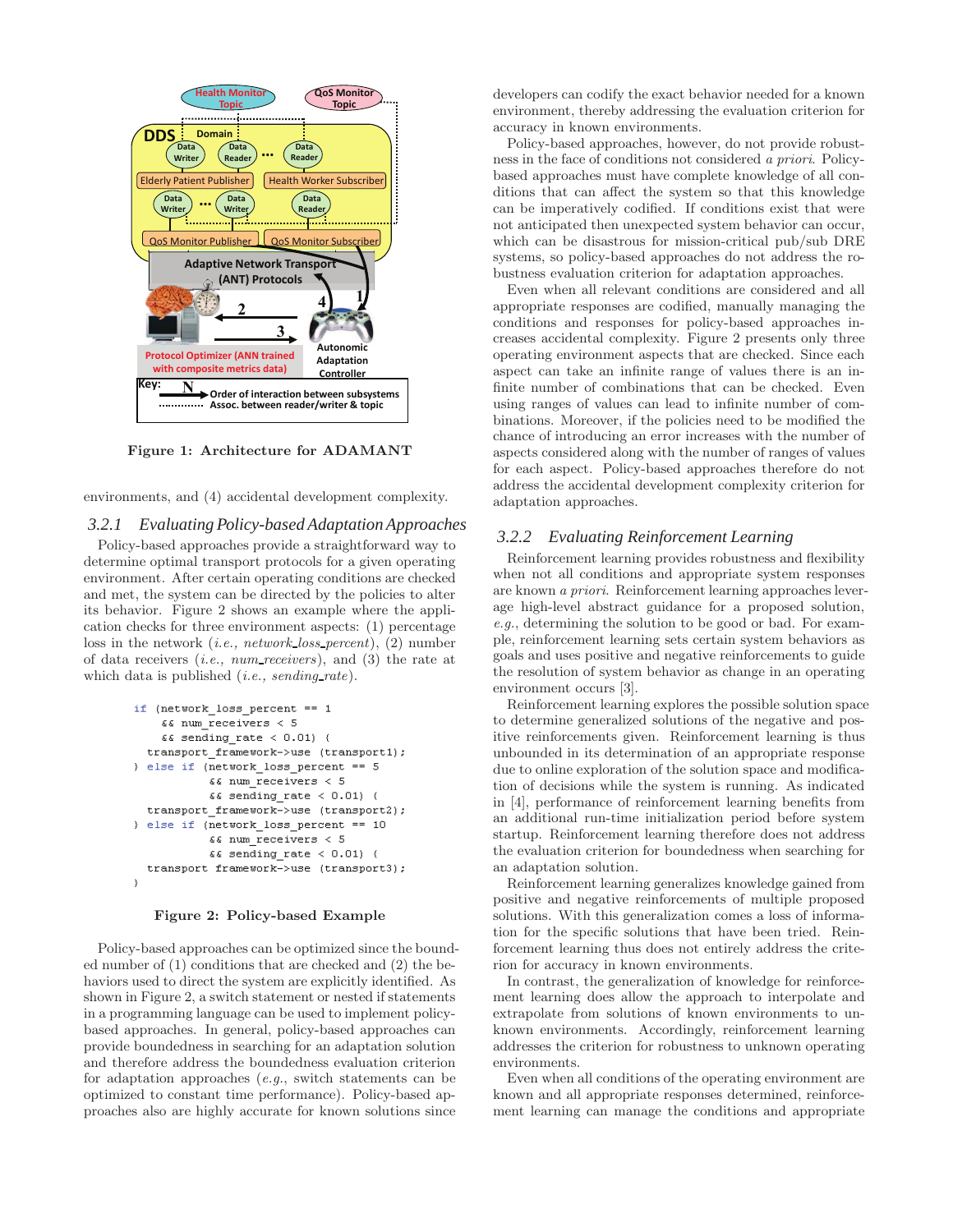Health Monitor Topic

QoS Monitor Topic

DDS Domain

Data Writer

Data Reader

Data Reader

Elderly Patient Publisher

Health Worker Subscriber

Data Writer

Data Writer

Data Reader

QoS Monitor Publisher

QoS Monitor Subscriber

Adaptive Network Transport (ANT) Protocols

1

2

3

4

Protocol Optimizer (ANN trained with composite metrics data)

Autonomic Adaptation Controller

Key:

N Order of interaction between subsystems

Assoc. between reader/writer & topic

**Figure 1: Architecture for ADAMANT**

environments, and (4) accidental development complexity.

### 3.2.1 Evaluating Policy-based Adaptation Approaches

Policy-based approaches provide a straightforward way to determine optimal transport protocols for a given operating environment. After certain operating conditions are checked and met, the system can be directed by the policies to alter its behavior. Figure 2 shows an example where the application checks for three environment aspects: (1) percentage loss in the network (*i.e., network_loss_percent*), (2) number of data receivers (*i.e., num_receivers*), and (3) the rate at which data is published (*i.e., sending_rate*).

```
if (network_loss_percent == 1
    && num_receivers < 5
    && sending_rate < 0.01) {
  transport_framework->use (transport1);
} else if (network_loss_percent == 5
           && num_receivers < 5
           && sending_rate < 0.01) {
  transport_framework->use (transport2);
} else if (network_loss_percent == 10
           && num_receivers < 5
           && sending_rate < 0.01) {
  transport framework->use (transport3);
}
```

**Figure 2: Policy-based Example**

Policy-based approaches can be optimized since the bounded number of (1) conditions that are checked and (2) the behaviors used to direct the system are explicitly identified. As shown in Figure 2, a switch statement or nested if statements in a programming language can be used to implement policy-based approaches. In general, policy-based approaches can provide boundedness in searching for an adaptation solution and therefore address the boundedness evaluation criterion for adaptation approaches (*e.g.*, switch statements can be optimized to constant time performance). Policy-based approaches also are highly accurate for known solutions since developers can codify the exact behavior needed for a known environment, thereby addressing the evaluation criterion for accuracy in known environments.

Policy-based approaches, however, do not provide robustness in the face of conditions not considered *a priori*. Policy-based approaches must have complete knowledge of all conditions that can affect the system so that this knowledge can be imperatively codified. If conditions exist that were not anticipated then unexpected system behavior can occur, which can be disastrous for mission-critical pub/sub DRE systems, so policy-based approaches do not address the robustness evaluation criterion for adaptation approaches.

Even when all relevant conditions are considered and all appropriate responses are codified, manually managing the conditions and responses for policy-based approaches increases accidental complexity. Figure 2 presents only three operating environment aspects that are checked. Since each aspect can take an infinite range of values there is an infinite number of combinations that can be checked. Even using ranges of values can lead to infinite number of combinations. Moreover, if the policies need to be modified the chance of introducing an error increases with the number of aspects considered along with the number of ranges of values for each aspect. Policy-based approaches therefore do not address the accidental development complexity criterion for adaptation approaches.

### 3.2.2 Evaluating Reinforcement Learning

Reinforcement learning provides robustness and flexibility when not all conditions and appropriate system responses are known *a priori*. Reinforcement learning approaches leverage high-level abstract guidance for a proposed solution, *e.g.*, determining the solution to be good or bad. For example, reinforcement learning sets certain system behaviors as goals and uses positive and negative reinforcements to guide the resolution of system behavior as change in an operating environment occurs [3].

Reinforcement learning explores the possible solution space to determine generalized solutions of the negative and positive reinforcements given. Reinforcement learning is thus unbounded in its determination of an appropriate response due to online exploration of the solution space and modification of decisions while the system is running. As indicated in [4], performance of reinforcement learning benefits from an additional run-time initialization period before system startup. Reinforcement learning therefore does not address the evaluation criterion for boundedness when searching for an adaptation solution.

Reinforcement learning generalizes knowledge gained from positive and negative reinforcements of multiple proposed solutions. With this generalization comes a loss of information for the specific solutions that have been tried. Reinforcement learning thus does not entirely address the criterion for accuracy in known environments.

In contrast, the generalization of knowledge for reinforcement learning does allow the approach to interpolate and extrapolate from solutions of known environments to unknown environments. Accordingly, reinforcement learning addresses the criterion for robustness to unknown operating environments.

Even when all conditions of the operating environment are known and all appropriate responses determined, reinforcement learning can manage the conditions and appropriate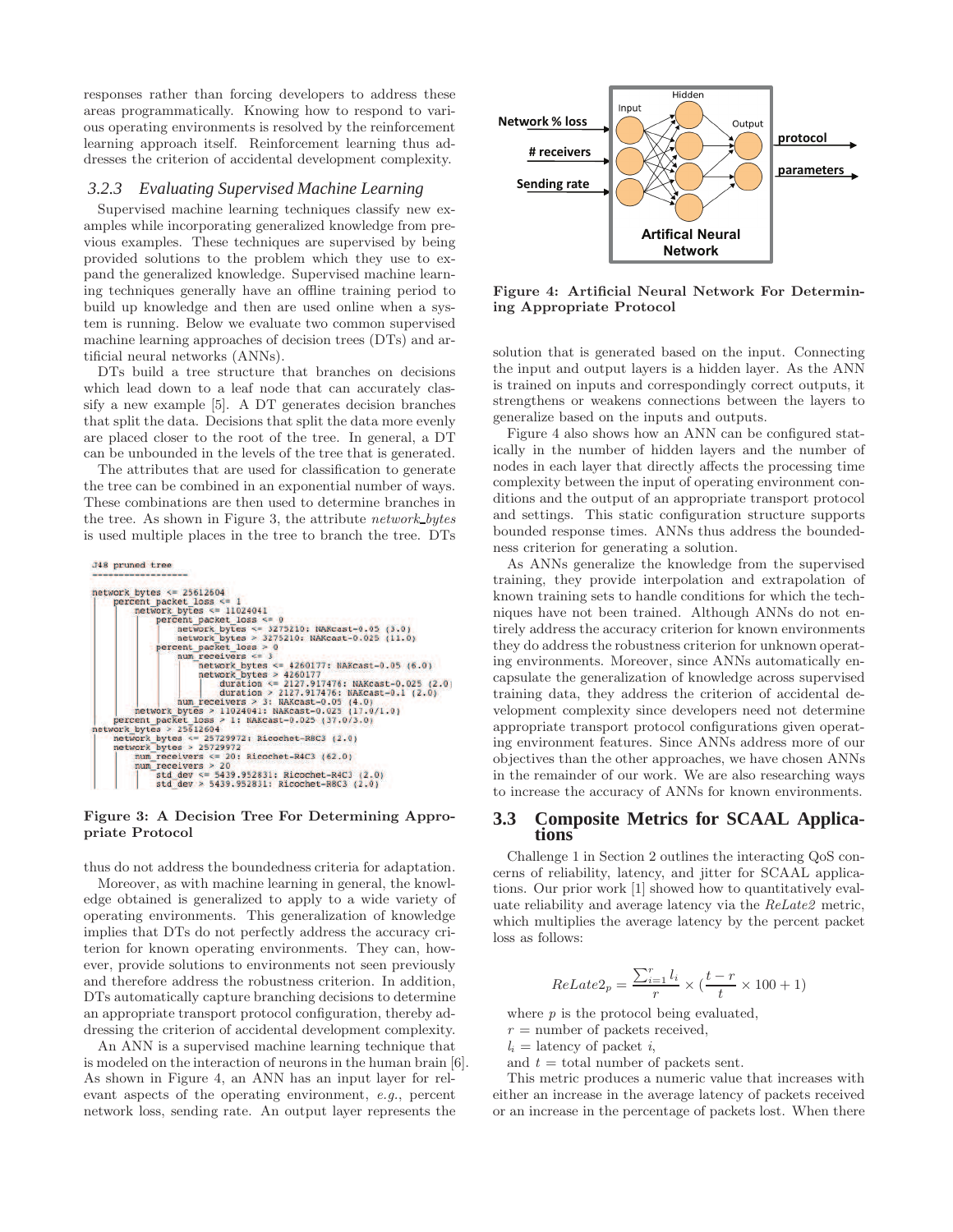responses rather than forcing developers to address these areas programmatically. Knowing how to respond to various operating environments is resolved by the reinforcement learning approach itself. Reinforcement learning thus addresses the criterion of accidental development complexity.

### 3.2.3 Evaluating Supervised Machine Learning

Supervised machine learning techniques classify new examples while incorporating generalized knowledge from previous examples. These techniques are supervised by being provided solutions to the problem which they use to expand the generalized knowledge. Supervised machine learning techniques generally have an offline training period to build up knowledge and then are used online when a system is running. Below we evaluate two common supervised machine learning approaches of decision trees (DTs) and artificial neural networks (ANNs).

DTs build a tree structure that branches on decisions which lead down to a leaf node that can accurately classify a new example [5]. A DT generates decision branches that split the data. Decisions that split the data more evenly are placed closer to the root of the tree. In general, a DT can be unbounded in the levels of the tree that is generated.

The attributes that are used for classification to generate the tree can be combined in an exponential number of ways. These combinations are then used to determine branches in the tree. As shown in Figure 3, the attribute *network_bytes* is used multiple places in the tree to branch the tree. DTs thus do not address the boundedness criteria for adaptation.

```
J48 pruned tree
------------------

network_bytes <= 25612604
|   percent_packet_loss <= 1
|   |   network_bytes <= 11024041
|   |   |   percent_packet_loss <= 0
|   |   |   |   network_bytes <= 3275210: NAKcast-0.05 (3.0)
|   |   |   |   network_bytes > 3275210: NAKcast-0.025 (11.0)
|   |   |   percent_packet_loss > 0
|   |   |   |   num_receivers <= 3
|   |   |   |   |   network_bytes <= 4260177: NAKcast-0.05 (6.0)
|   |   |   |   |   network_bytes > 4260177
|   |   |   |   |   |   duration <= 2127.917476: NAKcast-0.025 (2.0)
|   |   |   |   |   |   duration > 2127.917476: NAKcast-0.1 (2.0)
|   |   |   |   num_receivers > 3: NAKcast-0.05 (4.0)
|   |   network_bytes > 11024041: NAKcast-0.025 (17.0/1.0)
|   percent_packet_loss > 1: NAKcast-0.025 (37.0/3.0)
network_bytes > 25612604
|   network_bytes <= 25729972: Ricochet-R8C3 (2.0)
|   network_bytes > 25729972
|   |   num_receivers <= 20: Ricochet-R4C3 (62.0)
|   |   num_receivers > 20
|   |   |   std_dev <= 5439.952831: Ricochet-R4C3 (2.0)
|   |   |   std_dev > 5439.952831: Ricochet-R8C3 (2.0)
```

**Figure 3: A Decision Tree For Determining Appropriate Protocol**

Moreover, as with machine learning in general, the knowledge obtained is generalized to apply to a wide variety of operating environments. This generalization of knowledge implies that DTs do not perfectly address the accuracy criterion for known operating environments. They can, however, provide solutions to environments not seen previously and therefore address the robustness criterion. In addition, DTs automatically capture branching decisions to determine an appropriate transport protocol configuration, thereby addressing the criterion of accidental development complexity.

An ANN is a supervised machine learning technique that is modeled on the interaction of neurons in the human brain [6]. As shown in Figure 4, an ANN has an input layer for relevant aspects of the operating environment, *e.g.*, percent network loss, sending rate. An output layer represents the solution that is generated based on the input. Connecting the input and output layers is a hidden layer. As the ANN is trained on inputs and correspondingly correct outputs, it strengthens or weakens connections between the layers to generalize based on the inputs and outputs.

Network % loss
# receivers
Sending rate
Input
Hidden
Output
protocol
parameters
Artifical Neural Network

**Figure 4: Artificial Neural Network For Determining Appropriate Protocol**

Figure 4 also shows how an ANN can be configured statically in the number of hidden layers and the number of nodes in each layer that directly affects the processing time complexity between the input of operating environment conditions and the output of an appropriate transport protocol and settings. This static configuration structure supports bounded response times. ANNs thus address the boundedness criterion for generating a solution.

As ANNs generalize the knowledge from the supervised training, they provide interpolation and extrapolation of known training sets to handle conditions for which the techniques have not been trained. Although ANNs do not entirely address the accuracy criterion for known environments they do address the robustness criterion for unknown operating environments. Moreover, since ANNs automatically encapsulate the generalization of knowledge across supervised training data, they address the criterion of accidental development complexity since developers need not determine appropriate transport protocol configurations given operating environment features. Since ANNs address more of our objectives than the other approaches, we have chosen ANNs in the remainder of our work. We are also researching ways to increase the accuracy of ANNs for known environments.

## 3.3 Composite Metrics for SCAAL Applications

Challenge 1 in Section 2 outlines the interacting QoS concerns of reliability, latency, and jitter for SCAAL applications. Our prior work [1] showed how to quantitatively evaluate reliability and average latency via the *ReLate2* metric, which multiplies the average latency by the percent packet loss as follows:

$$ReLate2_p = \frac{\sum_{i=1}^{r} l_i}{r} \times \left(\frac{t-r}{t} \times 100 + 1\right)$$

where $p$ is the protocol being evaluated,
$r$ = number of packets received,
$l_i$ = latency of packet $i$,
and $t$ = total number of packets sent.

This metric produces a numeric value that increases with either an increase in the average latency of packets received or an increase in the percentage of packets lost. When there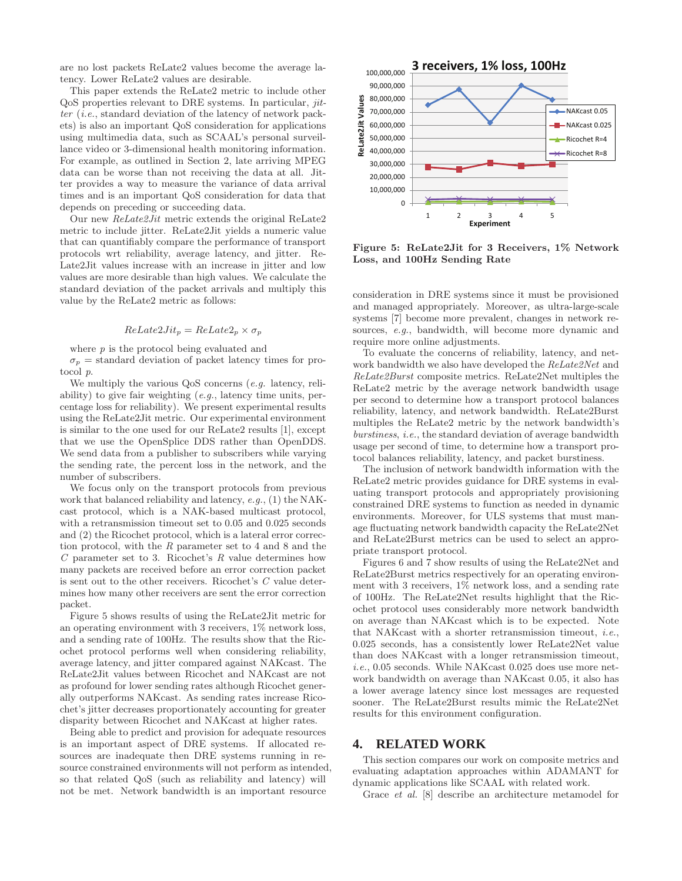are no lost packets ReLate2 values become the average latency. Lower ReLate2 values are desirable.

This paper extends the ReLate2 metric to include other QoS properties relevant to DRE systems. In particular, *jitter* (*i.e.*, standard deviation of the latency of network packets) is also an important QoS consideration for applications using multimedia data, such as SCAAL's personal surveillance video or 3-dimensional health monitoring information. For example, as outlined in Section 2, late arriving MPEG data can be worse than not receiving the data at all. Jitter provides a way to measure the variance of data arrival times and is an important QoS consideration for data that depends on preceding or succeeding data.

Our new *ReLate2Jit* metric extends the original ReLate2 metric to include jitter. ReLate2Jit yields a numeric value that can quantifiably compare the performance of transport protocols wrt reliability, average latency, and jitter. ReLate2Jit values increase with an increase in jitter and low values are more desirable than high values. We calculate the standard deviation of the packet arrivals and multiply this value by the ReLate2 metric as follows:

$$ReLate2Jit_p = ReLate2_p \times \sigma_p$$

where $p$ is the protocol being evaluated and
$\sigma_p$ = standard deviation of packet latency times for protocol $p$.

We multiply the various QoS concerns (*e.g.* latency, reliability) to give fair weighting (*e.g.*, latency time units, percentage loss for reliability). We present experimental results using the ReLate2Jit metric. Our experimental environment is similar to the one used for our ReLate2 results [1], except that we use the OpenSplice DDS rather than OpenDDS. We send data from a publisher to subscribers while varying the sending rate, the percent loss in the network, and the number of subscribers.

We focus only on the transport protocols from previous work that balanced reliability and latency, *e.g.*, (1) the NAKcast protocol, which is a NAK-based multicast protocol, with a retransmission timeout set to 0.05 and 0.025 seconds and (2) the Ricochet protocol, which is a lateral error correction protocol, with the $R$ parameter set to 4 and 8 and the $C$ parameter set to 3. Ricochet's $R$ value determines how many packets are received before an error correction packet is sent out to the other receivers. Ricochet's $C$ value determines how many other receivers are sent the error correction packet.

Figure 5 shows results of using the ReLate2Jit metric for an operating environment with 3 receivers, 1% network loss, and a sending rate of 100Hz. The results show that the Ricochet protocol performs well when considering reliability, average latency, and jitter compared against NAKcast. The ReLate2Jit values between Ricochet and NAKcast are not as profound for lower sending rates although Ricochet generally outperforms NAKcast. As sending rates increase Ricochet's jitter decreases proportionately accounting for greater disparity between Ricochet and NAKcast at higher rates.

Being able to predict and provision for adequate resources is an important aspect of DRE systems. If allocated resources are inadequate then DRE systems running in resource constrained environments will not perform as intended, so that related QoS (such as reliability and latency) will not be met. Network bandwidth is an important resource consideration in DRE systems since it must be provisioned and managed appropriately. Moreover, as ultra-large-scale systems [7] become more prevalent, changes in network resources, *e.g.*, bandwidth, will become more dynamic and require more online adjustments.

**Figure 5: ReLate2Jit for 3 Receivers, 1% Network Loss, and 100Hz Sending Rate**

To evaluate the concerns of reliability, latency, and network bandwidth we also have developed the *ReLate2Net* and *ReLate2Burst* composite metrics. ReLate2Net multiples the ReLate2 metric by the average network bandwidth usage per second of time to determine how a transport protocol balances reliability, latency, and network bandwidth. ReLate2Burst multiples the ReLate2 metric by the network bandwidth's *burstiness*, *i.e.*, the standard deviation of average bandwidth usage per second of time, to determine how a transport protocol balances reliability, latency, and packet burstiness.

The inclusion of network bandwidth information with the ReLate2 metric provides guidance for DRE systems in evaluating transport protocols and appropriately provisioning constrained DRE systems to function as needed in dynamic environments. Moreover, for ULS systems that must manage fluctuating network bandwidth capacity the ReLate2Net and ReLate2Burst metrics can be used to select an appropriate transport protocol.

Figures 6 and 7 show results of using the ReLate2Net and ReLate2Burst metrics respectively for an operating environment with 3 receivers, 1% network loss, and a sending rate of 100Hz. The ReLate2Net results highlight that the Ricochet protocol uses considerably more network bandwidth on average than NAKcast which is to be expected. Note that NAKcast with a shorter retransmission timeout, *i.e.*, 0.025 seconds, has a consistently lower ReLate2Net value than does NAKcast with a longer retransmission timeout, *i.e.*, 0.05 seconds. While NAKcast 0.025 does use more network bandwidth on average than NAKcast 0.05, it also has a lower average latency since lost messages are requested sooner. The ReLate2Burst results mimic the ReLate2Net results for this environment configuration.

# 4. RELATED WORK

This section compares our work on composite metrics and evaluating adaptation approaches within ADAMANT for dynamic applications like SCAAL with related work.

Grace *et al.* [8] describe an architecture metamodel for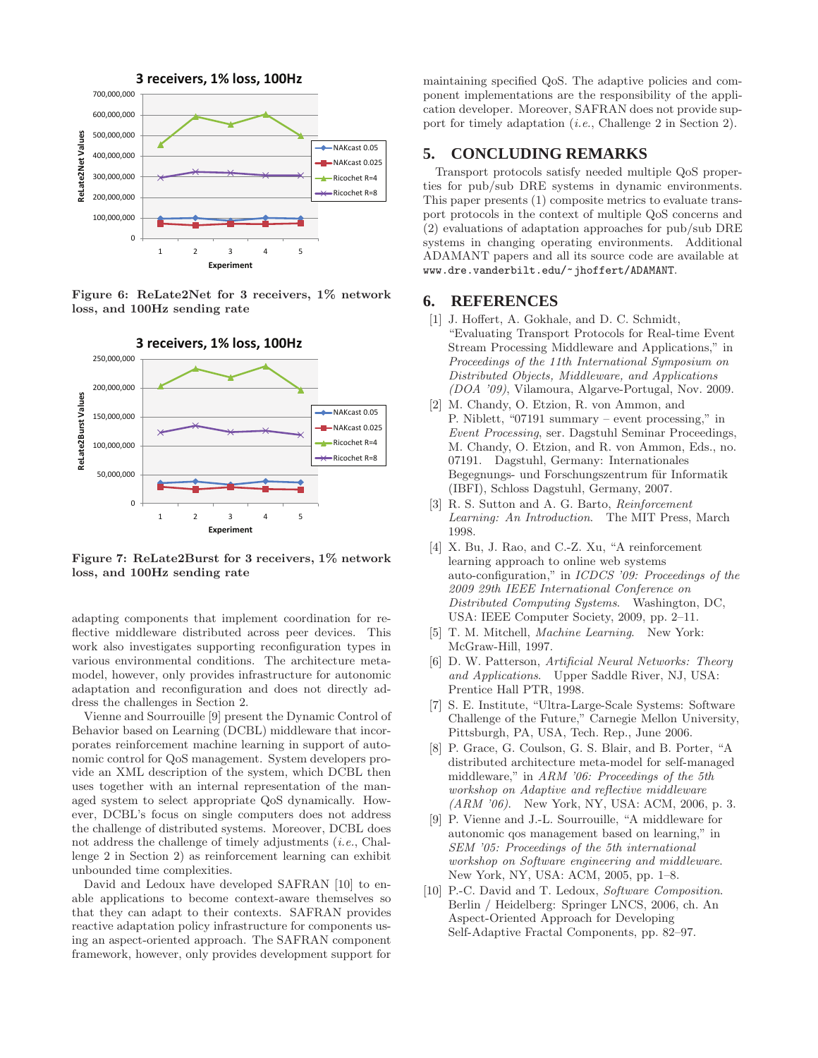3 receivers, 1% loss, 100Hz

ReLate2Net Values

700,000,000
600,000,000
500,000,000
400,000,000
300,000,000
200,000,000
100,000,000
0

1 2 3 4 5

Experiment

NAKcast 0.05
NAKcast 0.025
Ricochet R=4
Ricochet R=8

**Figure 6: ReLate2Net for 3 receivers, 1% network loss, and 100Hz sending rate**

3 receivers, 1% loss, 100Hz

ReLate2Burst Values

250,000,000
200,000,000
150,000,000
100,000,000
50,000,000
0

1 2 3 4 5

Experiment

NAKcast 0.05
NAKcast 0.025
Ricochet R=4
Ricochet R=8

**Figure 7: ReLate2Burst for 3 receivers, 1% network loss, and 100Hz sending rate**

adapting components that implement coordination for reflective middleware distributed across peer devices. This work also investigates supporting reconfiguration types in various environmental conditions. The architecture metamodel, however, only provides infrastructure for autonomic adaptation and reconfiguration and does not directly address the challenges in Section 2.

Vienne and Sourrouille [9] present the Dynamic Control of Behavior based on Learning (DCBL) middleware that incorporates reinforcement machine learning in support of autonomic control for QoS management. System developers provide an XML description of the system, which DCBL then uses together with an internal representation of the managed system to select appropriate QoS dynamically. However, DCBL's focus on single computers does not address the challenge of distributed systems. Moreover, DCBL does not address the challenge of timely adjustments (*i.e.*, Challenge 2 in Section 2) as reinforcement learning can exhibit unbounded time complexities.

David and Ledoux have developed SAFRAN [10] to enable applications to become context-aware themselves so that they can adapt to their contexts. SAFRAN provides reactive adaptation policy infrastructure for components using an aspect-oriented approach. The SAFRAN component framework, however, only provides development support for maintaining specified QoS. The adaptive policies and component implementations are the responsibility of the application developer. Moreover, SAFRAN does not provide support for timely adaptation (*i.e.*, Challenge 2 in Section 2).

## 5. CONCLUDING REMARKS

Transport protocols satisfy needed multiple QoS properties for pub/sub DRE systems in dynamic environments. This paper presents (1) composite metrics to evaluate transport protocols in the context of multiple QoS concerns and (2) evaluations of adaptation approaches for pub/sub DRE systems in changing operating environments. Additional ADAMANT papers and all its source code are available at `www.dre.vanderbilt.edu/~jhoffert/ADAMANT`.

## 6. REFERENCES

[1] J. Hoffert, A. Gokhale, and D. C. Schmidt, "Evaluating Transport Protocols for Real-time Event Stream Processing Middleware and Applications," in *Proceedings of the 11th International Symposium on Distributed Objects, Middleware, and Applications (DOA '09)*, Vilamoura, Algarve-Portugal, Nov. 2009.

[2] M. Chandy, O. Etzion, R. von Ammon, and P. Niblett, "07191 summary – event processing," in *Event Processing*, ser. Dagstuhl Seminar Proceedings, M. Chandy, O. Etzion, and R. von Ammon, Eds., no. 07191. Dagstuhl, Germany: Internationales Begegnungs- und Forschungszentrum für Informatik (IBFI), Schloss Dagstuhl, Germany, 2007.

[3] R. S. Sutton and A. G. Barto, *Reinforcement Learning: An Introduction*. The MIT Press, March 1998.

[4] X. Bu, J. Rao, and C.-Z. Xu, "A reinforcement learning approach to online web systems auto-configuration," in *ICDCS '09: Proceedings of the 2009 29th IEEE International Conference on Distributed Computing Systems*. Washington, DC, USA: IEEE Computer Society, 2009, pp. 2–11.

[5] T. M. Mitchell, *Machine Learning*. New York: McGraw-Hill, 1997.

[6] D. W. Patterson, *Artificial Neural Networks: Theory and Applications*. Upper Saddle River, NJ, USA: Prentice Hall PTR, 1998.

[7] S. E. Institute, "Ultra-Large-Scale Systems: Software Challenge of the Future," Carnegie Mellon University, Pittsburgh, PA, USA, Tech. Rep., June 2006.

[8] P. Grace, G. Coulson, G. S. Blair, and B. Porter, "A distributed architecture meta-model for self-managed middleware," in *ARM '06: Proceedings of the 5th workshop on Adaptive and reflective middleware (ARM '06)*. New York, NY, USA: ACM, 2006, p. 3.

[9] P. Vienne and J.-L. Sourrouille, "A middleware for autonomic qos management based on learning," in *SEM '05: Proceedings of the 5th international workshop on Software engineering and middleware*. New York, NY, USA: ACM, 2005, pp. 1–8.

[10] P.-C. David and T. Ledoux, *Software Composition*. Berlin / Heidelberg: Springer LNCS, 2006, ch. An Aspect-Oriented Approach for Developing Self-Adaptive Fractal Components, pp. 82–97.